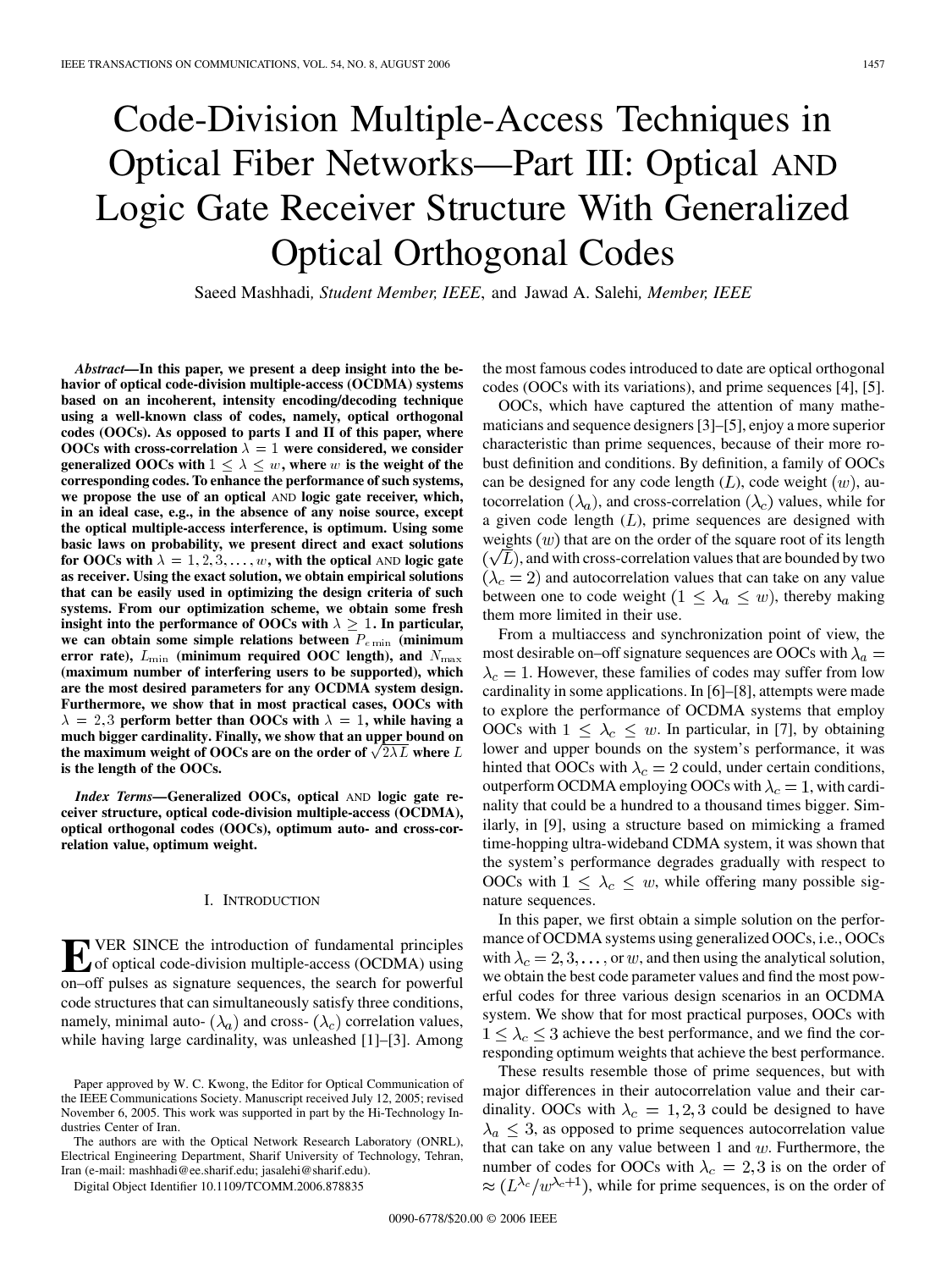# Code-Division Multiple-Access Techniques in Optical Fiber Networks—Part III: Optical AND Logic Gate Receiver Structure With Generalized Optical Orthogonal Codes

Saeed Mashhadi, *Student Member, IEEE*, and Jawad A. Salehi, *Member, IEEE*

***Abstract*—In this paper, we present a deep insight into the behavior of optical code-division multiple-access (OCDMA) systems based on an incoherent, intensity encoding/decoding technique using a well-known class of codes, namely, optical orthogonal codes (OOCs). As opposed to parts I and II of this paper, where OOCs with cross-correlation $\lambda = 1$ were considered, we consider generalized OOCs with $1 \leq \lambda \leq w$, where $w$ is the weight of the corresponding codes. To enhance the performance of such systems, we propose the use of an optical AND logic gate receiver, which, in an ideal case, e.g., in the absence of any noise source, except the optical multiple-access interference, is optimum. Using some basic laws on probability, we present direct and exact solutions for OOCs with $\lambda = 1, 2, 3, \ldots, w$, with the optical AND logic gate as receiver. Using the exact solution, we obtain empirical solutions that can be easily used in optimizing the design criteria of such systems. From our optimization scheme, we obtain some fresh insight into the performance of OOCs with $\lambda \geq 1$. In particular, we can obtain some simple relations between $P_{e\min}$ (minimum error rate), $L_{\min}$ (minimum required OOC length), and $N_{\max}$ (maximum number of interfering users to be supported), which are the most desired parameters for any OCDMA system design. Furthermore, we show that in most practical cases, OOCs with $\lambda = 2, 3$ perform better than OOCs with $\lambda = 1$, while having a much bigger cardinality. Finally, we show that an upper bound on the maximum weight of OOCs are on the order of $\sqrt{2\lambda L}$ where $L$ is the length of the OOCs.**

***Index Terms*—Generalized OOCs, optical AND logic gate receiver structure, optical code-division multiple-access (OCDMA), optical orthogonal codes (OOCs), optimum auto- and cross-correlation value, optimum weight.**

## I. Introduction

EVER SINCE the introduction of fundamental principles of optical code-division multiple-access (OCDMA) using on–off pulses as signature sequences, the search for powerful code structures that can simultaneously satisfy three conditions, namely, minimal auto- ($\lambda_a$) and cross- ($\lambda_c$) correlation values, while having large cardinality, was unleashed [1]–[3]. Among the most famous codes introduced to date are optical orthogonal codes (OOCs with its variations), and prime sequences [4], [5].

OOCs, which have captured the attention of many mathematicians and sequence designers [3]–[5], enjoy a more superior characteristic than prime sequences, because of their more robust definition and conditions. By definition, a family of OOCs can be designed for any code length ($L$), code weight ($w$), autocorrelation ($\lambda_a$), and cross-correlation ($\lambda_c$) values, while for a given code length ($L$), prime sequences are designed with weights ($w$) that are on the order of the square root of its length ($\sqrt{L}$), and with cross-correlation values that are bounded by two ($\lambda_c = 2$) and autocorrelation values that can take on any value between one to code weight ($1 \leq \lambda_a \leq w$), thereby making them more limited in their use.

From a multiaccess and synchronization point of view, the most desirable on–off signature sequences are OOCs with $\lambda_a = \lambda_c = 1$. However, these families of codes may suffer from low cardinality in some applications. In [6]–[8], attempts were made to explore the performance of OCDMA systems that employ OOCs with $1 \leq \lambda_c \leq w$. In particular, in [7], by obtaining lower and upper bounds on the system's performance, it was hinted that OOCs with $\lambda_c = 2$ could, under certain conditions, outperform OCDMA employing OOCs with $\lambda_c = 1$, with cardinality that could be a hundred to a thousand times bigger. Similarly, in [9], using a structure based on mimicking a framed time-hopping ultra-wideband CDMA system, it was shown that the system's performance degrades gradually with respect to OOCs with $1 \leq \lambda_c \leq w$, while offering many possible signature sequences.

In this paper, we first obtain a simple solution on the performance of OCDMA systems using generalized OOCs, i.e., OOCs with $\lambda_c = 2, 3, \ldots$, or $w$, and then using the analytical solution, we obtain the best code parameter values and find the most powerful codes for three various design scenarios in an OCDMA system. We show that for most practical purposes, OOCs with $1 \leq \lambda_c \leq 3$ achieve the best performance, and we find the corresponding optimum weights that achieve the best performance.

These results resemble those of prime sequences, but with major differences in their autocorrelation value and their cardinality. OOCs with $\lambda_c = 1, 2, 3$ could be designed to have $\lambda_a \leq 3$, as opposed to prime sequences autocorrelation value that can take on any value between 1 and $w$. Furthermore, the number of codes for OOCs with $\lambda_c = 2, 3$ is on the order of $\approx (L^{\lambda_c}/w^{\lambda_c+1})$, while for prime sequences, is on the order of

Paper approved by W. C. Kwong, the Editor for Optical Communication of the IEEE Communications Society. Manuscript received July 12, 2005; revised November 6, 2005. This work was supported in part by the Hi-Technology Industries Center of Iran.

The authors are with the Optical Network Research Laboratory (ONRL), Electrical Engineering Department, Sharif University of Technology, Tehran, Iran (e-mail: mashhadi@ee.sharif.edu; jasalehi@sharif.edu).

Digital Object Identifier 10.1109/TCOMM.2006.878835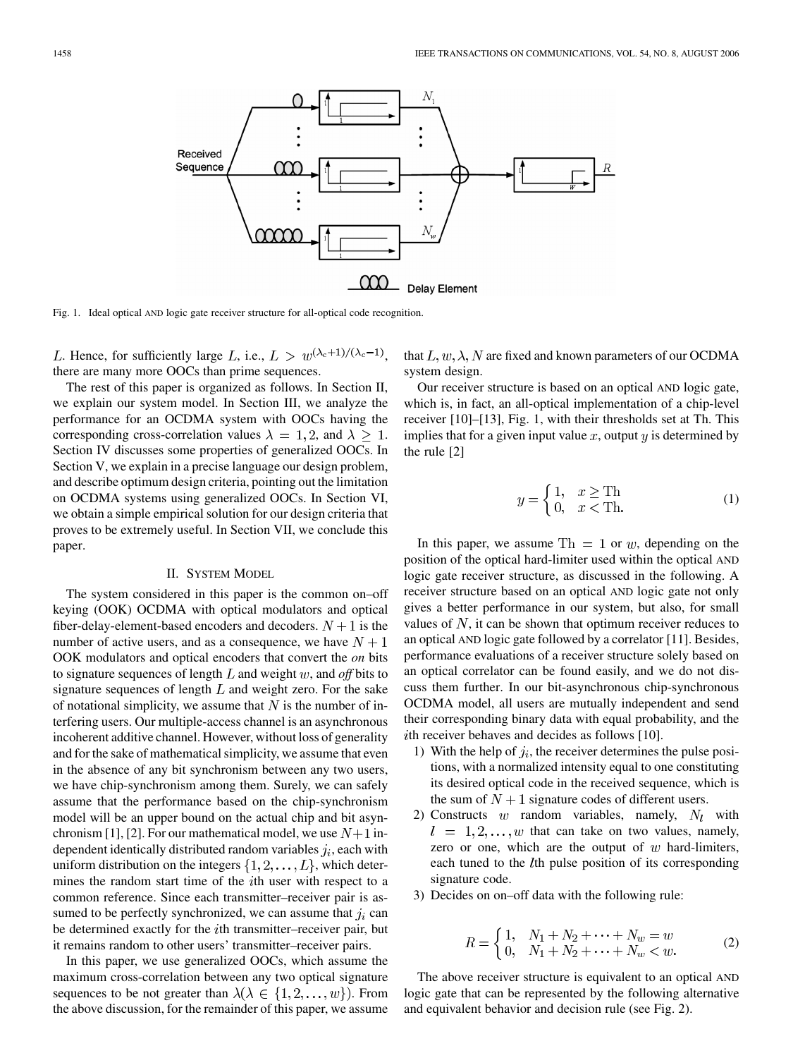Fig. 1. Ideal optical AND logic gate receiver structure for all-optical code recognition.

$L$. Hence, for sufficiently large $L$, i.e., $L > w^{(\lambda_c+1)/(\lambda_c-1)}$, there are many more OOCs than prime sequences.

The rest of this paper is organized as follows. In Section II, we explain our system model. In Section III, we analyze the performance for an OCDMA system with OOCs having the corresponding cross-correlation values $\lambda = 1, 2$, and $\lambda \geq 1$. Section IV discusses some properties of generalized OOCs. In Section V, we explain in a precise language our design problem, and describe optimum design criteria, pointing out the limitation on OCDMA systems using generalized OOCs. In Section VI, we obtain a simple empirical solution for our design criteria that proves to be extremely useful. In Section VII, we conclude this paper.

## II. System Model

The system considered in this paper is the common on–off keying (OOK) OCDMA with optical modulators and optical fiber-delay-element-based encoders and decoders. $N+1$ is the number of active users, and as a consequence, we have $N+1$ OOK modulators and optical encoders that convert the *on* bits to signature sequences of length $L$ and weight $w$, and *off* bits to signature sequences of length $L$ and weight zero. For the sake of notational simplicity, we assume that $N$ is the number of interfering users. Our multiple-access channel is an asynchronous incoherent additive channel. However, without loss of generality and for the sake of mathematical simplicity, we assume that even in the absence of any bit synchronism between any two users, we have chip-synchronism among them. Surely, we can safely assume that the performance based on the chip-synchronism model will be an upper bound on the actual chip and bit asynchronism [1], [2]. For our mathematical model, we use $N+1$ independent identically distributed random variables $j_i$, each with uniform distribution on the integers $\{1, 2, \ldots, L\}$, which determines the random start time of the $i$th user with respect to a common reference. Since each transmitter–receiver pair is assumed to be perfectly synchronized, we can assume that $j_i$ can be determined exactly for the $i$th transmitter–receiver pair, but it remains random to other users' transmitter–receiver pairs.

In this paper, we use generalized OOCs, which assume the maximum cross-correlation between any two optical signature sequences to be not greater than $\lambda (\lambda \in \{1, 2, \ldots, w\})$. From the above discussion, for the remainder of this paper, we assume that $L, w, \lambda, N$ are fixed and known parameters of our OCDMA system design.

Our receiver structure is based on an optical AND logic gate, which is, in fact, an all-optical implementation of a chip-level receiver [10]–[13], Fig. 1, with their thresholds set at Th. This implies that for a given input value $x$, output $y$ is determined by the rule [2]

$$y = \begin{cases} 1, & x \geq \mathrm{Th} \\ 0, & x < \mathrm{Th}. \end{cases} \tag{1}$$

In this paper, we assume $\mathrm{Th} = 1$ or $w$, depending on the position of the optical hard-limiter used within the optical AND logic gate receiver structure, as discussed in the following. A receiver structure based on an optical AND logic gate not only gives a better performance in our system, but also, for small values of $N$, it can be shown that optimum receiver reduces to an optical AND logic gate followed by a correlator [11]. Besides, performance evaluations of a receiver structure solely based on an optical correlator can be found easily, and we do not discuss them further. In our bit-asynchronous chip-synchronous OCDMA model, all users are mutually independent and send their corresponding binary data with equal probability, and the $i$th receiver behaves and decides as follows [10].

1) With the help of $j_i$, the receiver determines the pulse positions, with a normalized intensity equal to one constituting its desired optical code in the received sequence, which is the sum of $N+1$ signature codes of different users.
2) Constructs $w$ random variables, namely, $N_l$ with $l = 1, 2, \ldots, w$ that can take on two values, namely, zero or one, which are the output of $w$ hard-limiters, each tuned to the $l$th pulse position of its corresponding signature code.
3) Decides on on–off data with the following rule:

$$R = \begin{cases} 1, & N_1 + N_2 + \cdots + N_w = w \\ 0, & N_1 + N_2 + \cdots + N_w < w. \end{cases} \tag{2}$$

The above receiver structure is equivalent to an optical AND logic gate that can be represented by the following alternative and equivalent behavior and decision rule (see Fig. 2).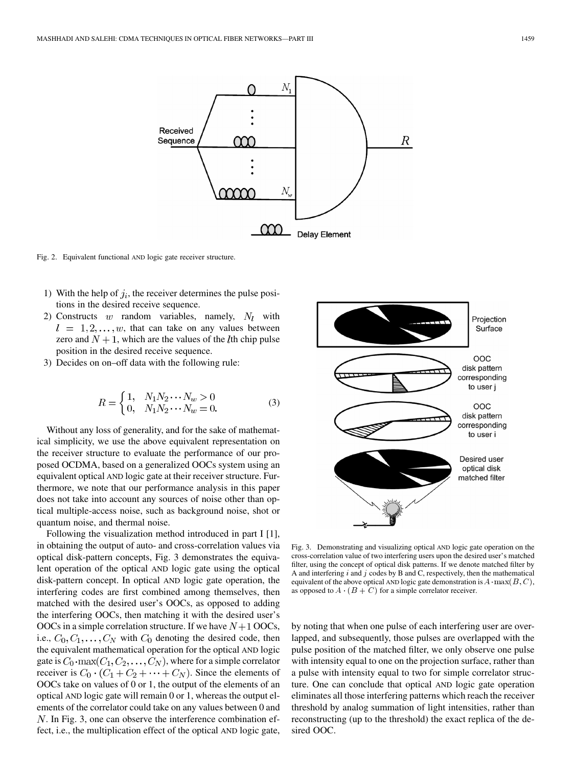Fig. 2. Equivalent functional AND logic gate receiver structure.

1) With the help of $j_i$, the receiver determines the pulse positions in the desired receive sequence.
2) Constructs $w$ random variables, namely, $N_l$ with $l = 1, 2, \ldots, w$, that can take on any values between zero and $N+1$, which are the values of the $l$th chip pulse position in the desired receive sequence.
3) Decides on on–off data with the following rule:

$$R = \begin{cases} 1, & N_1 N_2 \cdots N_w > 0 \\ 0, & N_1 N_2 \cdots N_w = 0. \end{cases} \tag{3}$$

Without any loss of generality, and for the sake of mathematical simplicity, we use the above equivalent representation on the receiver structure to evaluate the performance of our proposed OCDMA, based on a generalized OOCs system using an equivalent optical AND logic gate at their receiver structure. Furthermore, we note that our performance analysis in this paper does not take into account any sources of noise other than optical multiple-access noise, such as background noise, shot or quantum noise, and thermal noise.

Following the visualization method introduced in part I [1], in obtaining the output of auto- and cross-correlation values via optical disk-pattern concepts, Fig. 3 demonstrates the equivalent operation of the optical AND logic gate using the optical disk-pattern concept. In optical AND logic gate operation, the interfering codes are first combined among themselves, then matched with the desired user's OOCs, as opposed to adding the interfering OOCs, then matching it with the desired user's OOCs in a simple correlation structure. If we have $N+1$ OOCs, i.e., $C_0, C_1, \ldots, C_N$ with $C_0$ denoting the desired code, then the equivalent mathematical operation for the optical AND logic gate is $C_0 \cdot \max(C_1, C_2, \ldots, C_N)$, where for a simple correlator receiver is $C_0 \cdot (C_1 + C_2 + \cdots + C_N)$. Since the elements of OOCs take on values of 0 or 1, the output of the elements of an optical AND logic gate will remain 0 or 1, whereas the output elements of the correlator could take on any values between 0 and $N$. In Fig. 3, one can observe the interference combination effect, i.e., the multiplication effect of the optical AND logic gate, by noting that when one pulse of each interfering user are overlapped, and subsequently, those pulses are overlapped with the pulse position of the matched filter, we only observe one pulse with intensity equal to one on the projection surface, rather than a pulse with intensity equal to two for simple correlator structure. One can conclude that optical AND logic gate operation eliminates all those interfering patterns which reach the receiver threshold by analog summation of light intensities, rather than reconstructing (up to the threshold) the exact replica of the desired OOC.

Fig. 3. Demonstrating and visualizing optical AND logic gate operation on the cross-correlation value of two interfering users upon the desired user's matched filter, using the concept of optical disk patterns. If we denote matched filter by A and interfering $i$ and $j$ codes by B and C, respectively, then the mathematical equivalent of the above optical AND logic gate demonstration is $A \cdot \max(B, C)$, as opposed to $A \cdot (B + C)$ for a simple correlator receiver.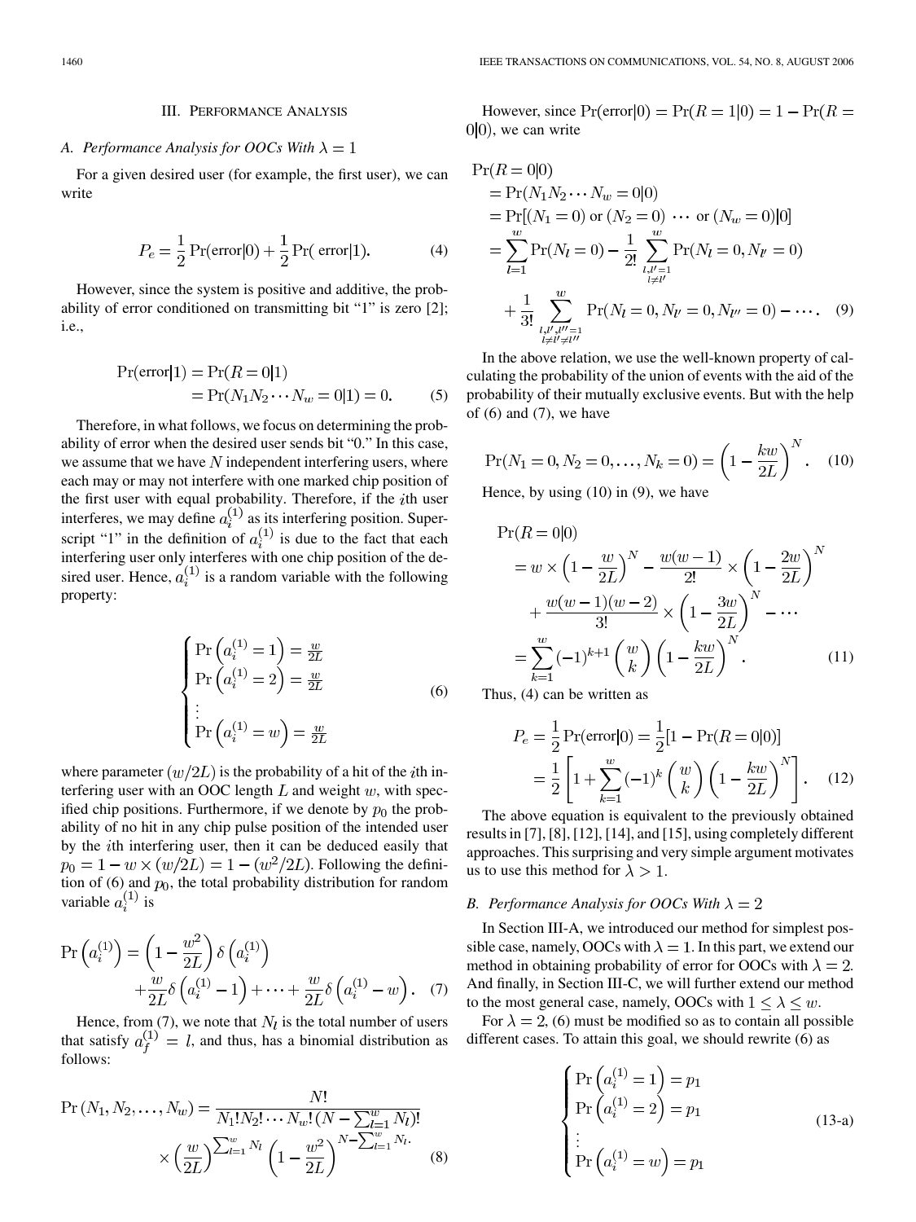## III. Performance Analysis

### A. Performance Analysis for OOCs With $\lambda = 1$

For a given desired user (for example, the first user), we can write

$$P_e = \frac{1}{2}\Pr(\text{error}|0) + \frac{1}{2}\Pr(\text{ error}|1). \tag{4}$$

However, since the system is positive and additive, the probability of error conditioned on transmitting bit "1" is zero [2]; i.e.,

$$\begin{aligned}\Pr(\text{error}|1) &= \Pr(R = 0|1)\\ &= \Pr(N_1 N_2 \cdots N_w = 0|1) = 0.\end{aligned} \tag{5}$$

Therefore, in what follows, we focus on determining the probability of error when the desired user sends bit "0." In this case, we assume that we have $N$ independent interfering users, where each may or may not interfere with one marked chip position of the first user with equal probability. Therefore, if the $i$th user interferes, we may define $a_i^{(1)}$ as its interfering position. Superscript "1" in the definition of $a_i^{(1)}$ is due to the fact that each interfering user only interferes with one chip position of the desired user. Hence, $a_i^{(1)}$ is a random variable with the following property:

$$\begin{cases}\Pr\left(a_i^{(1)} = 1\right) = \frac{w}{2L}\\ \Pr\left(a_i^{(1)} = 2\right) = \frac{w}{2L}\\ \vdots\\ \Pr\left(a_i^{(1)} = w\right) = \frac{w}{2L}\end{cases} \tag{6}$$

where parameter $(w/2L)$ is the probability of a hit of the $i$th interfering user with an OOC length $L$ and weight $w$, with specified chip positions. Furthermore, if we denote by $p_0$ the probability of no hit in any chip pulse position of the intended user by the $i$th interfering user, then it can be deduced easily that $p_0 = 1 - w \times (w/2L) = 1 - (w^2/2L)$. Following the definition of (6) and $p_0$, the total probability distribution for random variable $a_i^{(1)}$ is

$$\begin{aligned}\Pr\left(a_i^{(1)}\right) = \left(1 - \frac{w^2}{2L}\right)\delta\left(a_i^{(1)}\right)\\ + \frac{w}{2L}\delta\left(a_i^{(1)} - 1\right) + \cdots + \frac{w}{2L}\delta\left(a_i^{(1)} - w\right).\end{aligned} \tag{7}$$

Hence, from (7), we note that $N_l$ is the total number of users that satisfy $a_f^{(1)} = l$, and thus, has a binomial distribution as follows:

$$\begin{aligned}\Pr(N_1, N_2, \ldots, N_w) = \frac{N!}{N_1! N_2! \cdots N_w! \left(N - \sum_{l=1}^{w} N_l\right)!}\\ \times \left(\frac{w}{2L}\right)^{\sum_{l=1}^{w} N_l}\left(1 - \frac{w^2}{2L}\right)^{N - \sum_{l=1}^{w} N_l}.\end{aligned} \tag{8}$$

However, since $\Pr(\text{error}|0) = \Pr(R = 1|0) = 1 - \Pr(R = 0|0)$, we can write

$$\begin{aligned}&\Pr(R = 0|0)\\ &= \Pr(N_1 N_2 \cdots N_w = 0|0)\\ &= \Pr[(N_1 = 0) \text{ or } (N_2 = 0) \cdots \text{ or } (N_w = 0)|0]\\ &= \sum_{l=1}^{w}\Pr(N_l = 0) - \frac{1}{2!}\sum_{\substack{l,l'=1\\ l \neq l'}}^{w}\Pr(N_l = 0, N_{l'} = 0)\\ &\quad + \frac{1}{3!}\sum_{\substack{l,l',l''=1\\ l \neq l' \neq l''}}^{w}\Pr(N_l = 0, N_{l'} = 0, N_{l''} = 0) - \cdots.\end{aligned} \tag{9}$$

In the above relation, we use the well-known property of calculating the probability of the union of events with the aid of the probability of their mutually exclusive events. But with the help of (6) and (7), we have

$$\Pr(N_1 = 0, N_2 = 0, \ldots, N_k = 0) = \left(1 - \frac{kw}{2L}\right)^N. \tag{10}$$

Hence, by using (10) in (9), we have

$$\begin{aligned}&\Pr(R = 0|0)\\ &= w \times \left(1 - \frac{w}{2L}\right)^N - \frac{w(w-1)}{2!} \times \left(1 - \frac{2w}{2L}\right)^N\\ &\quad + \frac{w(w-1)(w-2)}{3!} \times \left(1 - \frac{3w}{2L}\right)^N - \cdots\\ &= \sum_{k=1}^{w}(-1)^{k+1}\binom{w}{k}\left(1 - \frac{kw}{2L}\right)^N.\end{aligned} \tag{11}$$

Thus, (4) can be written as

$$\begin{aligned}P_e &= \frac{1}{2}\Pr(\text{error}|0) = \frac{1}{2}[1 - \Pr(R = 0|0)]\\ &= \frac{1}{2}\left[1 + \sum_{k=1}^{w}(-1)^k\binom{w}{k}\left(1 - \frac{kw}{2L}\right)^N\right].\end{aligned} \tag{12}$$

The above equation is equivalent to the previously obtained results in [7], [8], [12], [14], and [15], using completely different approaches. This surprising and very simple argument motivates us to use this method for $\lambda > 1$.

### B. Performance Analysis for OOCs With $\lambda = 2$

In Section III-A, we introduced our method for simplest possible case, namely, OOCs with $\lambda = 1$. In this part, we extend our method in obtaining probability of error for OOCs with $\lambda = 2$. And finally, in Section III-C, we will further extend our method to the most general case, namely, OOCs with $1 \leq \lambda \leq w$.

For $\lambda = 2$, (6) must be modified so as to contain all possible different cases. To attain this goal, we should rewrite (6) as

$$\begin{cases}\Pr\left(a_i^{(1)} = 1\right) = p_1\\ \Pr\left(a_i^{(1)} = 2\right) = p_1\\ \vdots\\ \Pr\left(a_i^{(1)} = w\right) = p_1\end{cases} \tag{13-a}$$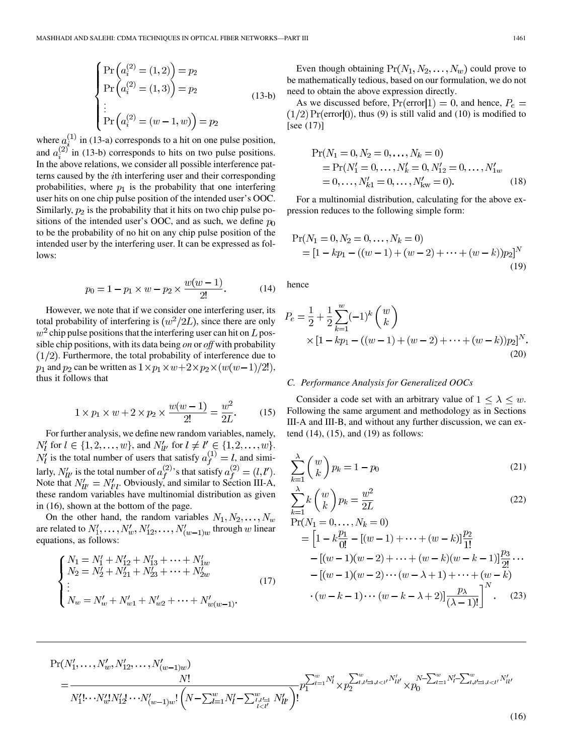$$
\begin{cases}
\Pr\left(a_i^{(2)} = (1,2)\right) = p_2 \\
\Pr\left(a_i^{(2)} = (1,3)\right) = p_2 \\
\vdots \\
\Pr\left(a_i^{(2)} = (w-1,w)\right) = p_2
\end{cases}
\tag{13-b}
$$

where $a_i^{(1)}$ in (13-a) corresponds to a hit on one pulse position, and $a_i^{(2)}$ in (13-b) corresponds to hits on two pulse positions. In the above relations, we consider all possible interference patterns caused by the $i$th interfering user and their corresponding probabilities, where $p_1$ is the probability that one interfering user hits on one chip pulse position of the intended user's OOC. Similarly, $p_2$ is the probability that it hits on two chip pulse positions of the intended user's OOC, and as such, we define $p_0$ to be the probability of no hit on any chip pulse position of the intended user by the interfering user. It can be expressed as follows:

$$
p_0 = 1 - p_1 \times w - p_2 \times \frac{w(w-1)}{2!}. \tag{14}
$$

However, we note that if we consider one interfering user, its total probability of interfering is $(w^2/2L)$, since there are only $w^2$ chip pulse positions that the interfering user can hit on $L$ possible chip positions, with its data being *on* or *off* with probability $(1/2)$. Furthermore, the total probability of interference due to $p_1$ and $p_2$ can be written as $1 \times p_1 \times w + 2 \times p_2 \times (w(w-1)/2!)$, thus it follows that

$$
1 \times p_1 \times w + 2 \times p_2 \times \frac{w(w-1)}{2!} = \frac{w^2}{2L}. \tag{15}
$$

For further analysis, we define new random variables, namely, $N'_l$ for $l \in \{1, 2, \ldots, w\}$, and $N'_{ll'}$ for $l \neq l' \in \{1, 2, \ldots, w\}$. $N'_l$ is the total number of users that satisfy $a_f^{(1)} = l$, and similarly, $N'_{ll'}$ is the total number of $a_f^{(2)}$'s that satisfy $a_f^{(2)} = (l, l')$. Note that $N'_{ll'} = N'_{l'l}$. Obviously, and similar to Section III-A, these random variables have multinomial distribution as given in (16), shown at the bottom of the page.

On the other hand, the random variables $N_1, N_2, \ldots, N_w$ are related to $N'_1, \ldots, N'_w, N'_{12}, \ldots, N'_{(w-1)w}$ through $w$ linear equations, as follows:

$$
\begin{cases}
N_1 = N'_1 + N'_{12} + N'_{13} + \cdots + N'_{1w} \\
N_2 = N'_2 + N'_{21} + N'_{23} + \cdots + N'_{2w} \\
\vdots \\
N_w = N'_w + N'_{w1} + N'_{w2} + \cdots + N'_{w(w-1)}.
\end{cases}
\tag{17}
$$

Even though obtaining $\Pr(N_1, N_2, \ldots, N_w)$ could prove to be mathematically tedious, based on our formulation, we do not need to obtain the above expression directly.

As we discussed before, $\Pr(\text{error}|1) = 0$, and hence, $P_e = (1/2)\Pr(\text{error}|0)$, thus (9) is still valid and (10) is modified to [see (17)]

$$
\begin{aligned}
&\Pr(N_1 = 0, N_2 = 0, \ldots, N_k = 0) \\
&= \Pr(N'_1 = 0, \ldots, N'_k = 0, N'_{12} = 0, \ldots, N'_{1w} \\
&= 0, \ldots, N'_{k1} = 0, \ldots, N'_{kw} = 0).
\end{aligned}
\tag{18}
$$

For a multinomial distribution, calculating for the above expression reduces to the following simple form:

$$
\begin{aligned}
&\Pr(N_1 = 0, N_2 = 0, \ldots, N_k = 0) \\
&= [1 - kp_1 - ((w-1) + (w-2) + \cdots + (w-k))p_2]^N
\end{aligned}
\tag{19}
$$

hence

$$
\begin{aligned}
P_e = \frac{1}{2} + \frac{1}{2}\sum_{k=1}^{w}(-1)^k \binom{w}{k} \\
\times [1 - kp_1 - ((w-1) + (w-2) + \cdots + (w-k))p_2]^N.
\end{aligned}
\tag{20}
$$

### *C. Performance Analysis for Generalized OOCs*

Consider a code set with an arbitrary value of $1 \leq \lambda \leq w$. Following the same argument and methodology as in Sections III-A and III-B, and without any further discussion, we can extend (14), (15), and (19) as follows:

$$
\sum_{k=1}^{\lambda} \binom{w}{k} p_k = 1 - p_0 \tag{21}
$$

$$
\sum_{k=1}^{\lambda} k \binom{w}{k} p_k = \frac{w^2}{2L} \tag{22}
$$

$$
\begin{aligned}
&\Pr(N_1 = 0, \ldots, N_k = 0) \\
&= \Big[1 - k\frac{p_1}{0!} - [(w-1) + \cdots + (w-k)]\frac{p_2}{1!} \\
&\quad - [(w-1)(w-2) + \cdots + (w-k)(w-k-1)]\frac{p_3}{2!} \cdots \\
&\quad - [(w-1)(w-2)\cdots(w-\lambda+1) + \cdots + (w-k) \\
&\quad \cdot (w-k-1)\cdots(w-k-\lambda+2)]\frac{p_\lambda}{(\lambda-1)!}\Big]^N.
\end{aligned}
\tag{23}
$$

$$
\begin{aligned}
&\Pr(N'_1, \ldots, N'_w, N'_{12}, \ldots, N'_{(w-1)w}) \\
&= \frac{N!}{N'_1! \cdots N'_w! N'_{12}! \cdots N'_{(w-1)w}! \left(N - \sum_{l=1}^{w} N'_l - \sum_{\substack{l,l'=1 \\ l<l'}}^{w} N'_{ll'}\right)!} p_1^{\sum_{l=1}^{w} N'_l} \times p_2^{\sum_{l,l'=1, l<l'}^{w} N'_{ll'}} \times p_0^{N - \sum_{l=1}^{w} N'_l - \sum_{l,l'=1, l<l'}^{w} N'_{ll'}}
\end{aligned}
\tag{16}
$$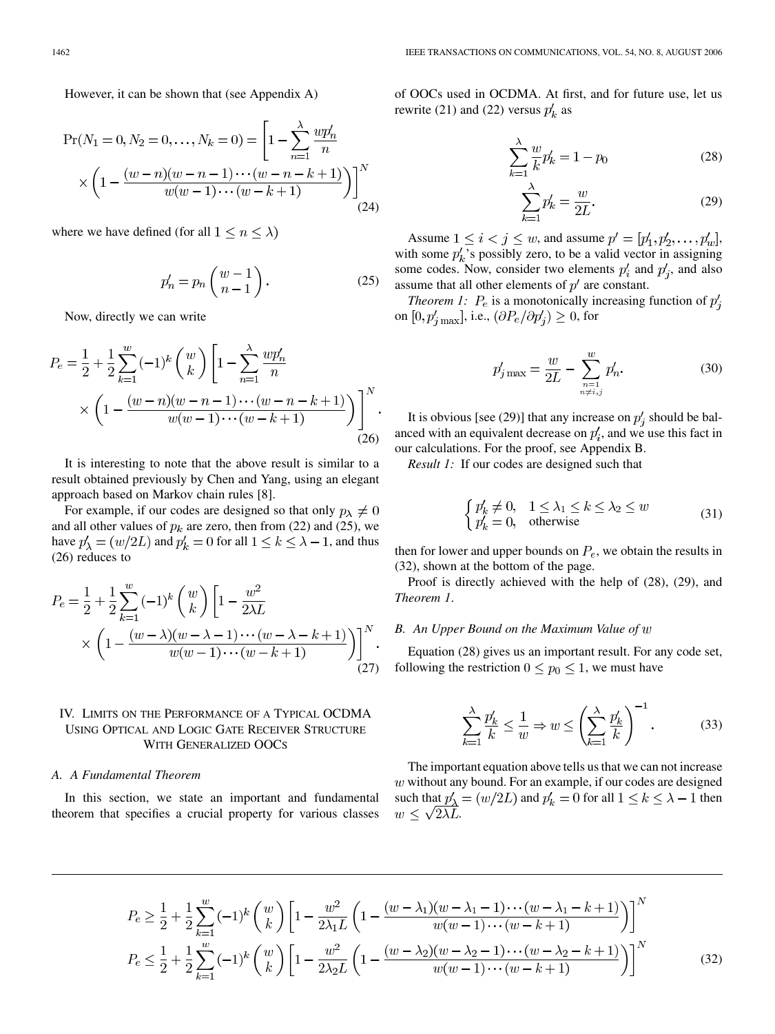However, it can be shown that (see Appendix A)

$$\Pr(N_1 = 0, N_2 = 0, \ldots, N_k = 0) = \left[1 - \sum_{n=1}^{\lambda} \frac{wp'_n}{n} \times \left(1 - \frac{(w-n)(w-n-1)\cdots(w-n-k+1)}{w(w-1)\cdots(w-k+1)}\right)\right]^N \tag{24}$$

where we have defined (for all $1 \le n \le \lambda$)

$$p'_n = p_n \binom{w-1}{n-1}. \tag{25}$$

Now, directly we can write

$$P_e = \frac{1}{2} + \frac{1}{2}\sum_{k=1}^{w} (-1)^k \binom{w}{k} \left[1 - \sum_{n=1}^{\lambda} \frac{wp'_n}{n} \times \left(1 - \frac{(w-n)(w-n-1)\cdots(w-n-k+1)}{w(w-1)\cdots(w-k+1)}\right)\right]^N. \tag{26}$$

It is interesting to note that the above result is similar to a result obtained previously by Chen and Yang, using an elegant approach based on Markov chain rules [8].

For example, if our codes are designed so that only $p_\lambda \neq 0$ and all other values of $p_k$ are zero, then from (22) and (25), we have $p'_\lambda = (w/2L)$ and $p'_k = 0$ for all $1 \le k \le \lambda - 1$, and thus (26) reduces to

$$P_e = \frac{1}{2} + \frac{1}{2}\sum_{k=1}^{w} (-1)^k \binom{w}{k} \left[1 - \frac{w^2}{2\lambda L} \times \left(1 - \frac{(w-\lambda)(w-\lambda-1)\cdots(w-\lambda-k+1)}{w(w-1)\cdots(w-k+1)}\right)\right]^N. \tag{27}$$

## IV. Limits on the Performance of a Typical OCDMA Using Optical and Logic Gate Receiver Structure With Generalized OOCs

### A. A Fundamental Theorem

In this section, we state an important and fundamental theorem that specifies a crucial property for various classes of OOCs used in OCDMA. At first, and for future use, let us rewrite (21) and (22) versus $p'_k$ as

$$\sum_{k=1}^{\lambda} \frac{w}{k} p'_k = 1 - p_0 \tag{28}$$

$$\sum_{k=1}^{\lambda} p'_k = \frac{w}{2L}. \tag{29}$$

Assume $1 \le i < j \le w$, and assume $p' = [p'_1, p'_2, \ldots, p'_w]$, with some $p'_k$'s possibly zero, to be a valid vector in assigning some codes. Now, consider two elements $p'_i$ and $p'_j$, and also assume that all other elements of $p'$ are constant.

*Theorem 1:* $P_e$ is a monotonically increasing function of $p'_j$ on $[0, p'_{j\max}]$, i.e., $(\partial P_e / \partial p'_j) \ge 0$, for

$$p'_{j\max} = \frac{w}{2L} - \sum_{\substack{n=1 \\ n \neq i,j}}^{w} p'_n. \tag{30}$$

It is obvious [see (29)] that any increase on $p'_j$ should be balanced with an equivalent decrease on $p'_i$, and we use this fact in our calculations. For the proof, see Appendix B.

*Result 1:* If our codes are designed such that

$$\begin{cases} p'_k \neq 0, & 1 \le \lambda_1 \le k \le \lambda_2 \le w \\ p'_k = 0, & \text{otherwise} \end{cases} \tag{31}$$

then for lower and upper bounds on $P_e$, we obtain the results in (32), shown at the bottom of the page.

Proof is directly achieved with the help of (28), (29), and *Theorem 1*.

### B. An Upper Bound on the Maximum Value of $w$

Equation (28) gives us an important result. For any code set, following the restriction $0 \le p_0 \le 1$, we must have

$$\sum_{k=1}^{\lambda} \frac{p'_k}{k} \le \frac{1}{w} \Rightarrow w \le \left(\sum_{k=1}^{\lambda} \frac{p'_k}{k}\right)^{-1}. \tag{33}$$

The important equation above tells us that we can not increase $w$ without any bound. For an example, if our codes are designed such that $p'_\lambda = (w/2L)$ and $p'_k = 0$ for all $1 \le k \le \lambda - 1$ then $w \le \sqrt{2\lambda L}$.

$$P_e \ge \frac{1}{2} + \frac{1}{2}\sum_{k=1}^{w} (-1)^k \binom{w}{k} \left[1 - \frac{w^2}{2\lambda_1 L}\left(1 - \frac{(w-\lambda_1)(w-\lambda_1-1)\cdots(w-\lambda_1-k+1)}{w(w-1)\cdots(w-k+1)}\right)\right]^N$$

$$P_e \le \frac{1}{2} + \frac{1}{2}\sum_{k=1}^{w} (-1)^k \binom{w}{k} \left[1 - \frac{w^2}{2\lambda_2 L}\left(1 - \frac{(w-\lambda_2)(w-\lambda_2-1)\cdots(w-\lambda_2-k+1)}{w(w-1)\cdots(w-k+1)}\right)\right]^N \tag{32}$$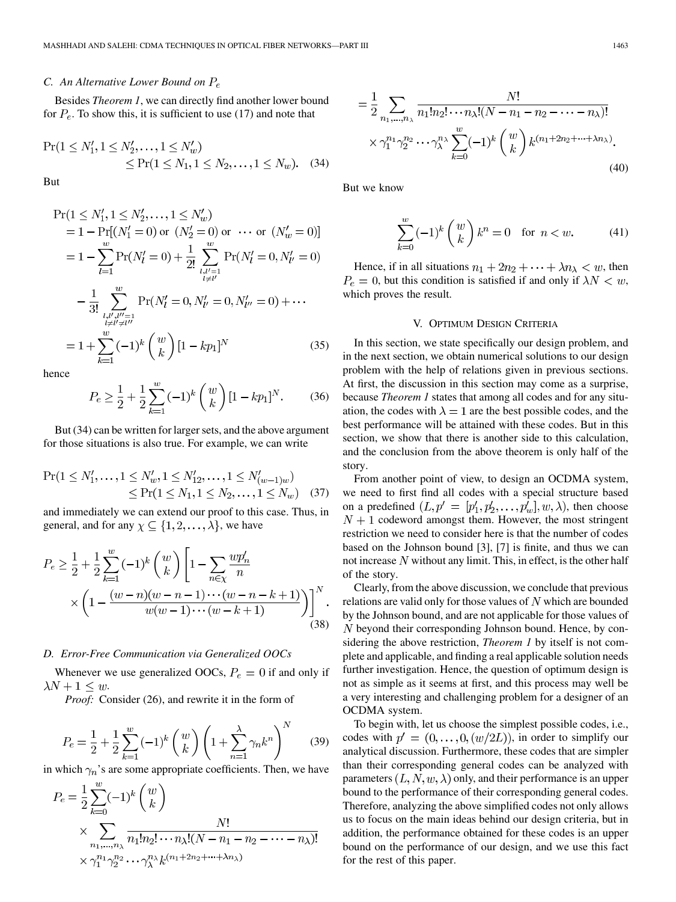### C. An Alternative Lower Bound on $P_e$

Besides *Theorem 1*, we can directly find another lower bound for $P_e$. To show this, it is sufficient to use (17) and note that

$$\Pr(1 \leq N_1', 1 \leq N_2', \ldots, 1 \leq N_w') \leq \Pr(1 \leq N_1, 1 \leq N_2, \ldots, 1 \leq N_w). \quad (34)$$

But

$$\begin{aligned}
\Pr(1 \leq N_1', 1 \leq N_2', \ldots, 1 \leq N_w') &= 1 - \Pr[(N_1' = 0) \text{ or } (N_2' = 0) \text{ or } \cdots \text{ or } (N_w' = 0)] \\
&= 1 - \sum_{l=1}^{w} \Pr(N_l' = 0) + \frac{1}{2!} \sum_{\substack{l,l'=1 \\ l \neq l'}}^{w} \Pr(N_l' = 0, N_{l'}' = 0) \\
&\quad - \frac{1}{3!} \sum_{\substack{l,l',l''=1 \\ l \neq l' \neq l''}}^{w} \Pr(N_l' = 0, N_{l'}' = 0, N_{l''}' = 0) + \cdots \\
&= 1 + \sum_{k=1}^{w} (-1)^k \binom{w}{k} [1 - kp_1]^N \quad (35)
\end{aligned}$$

hence

$$P_e \geq \frac{1}{2} + \frac{1}{2} \sum_{k=1}^{w} (-1)^k \binom{w}{k} [1 - kp_1]^N. \quad (36)$$

But (34) can be written for larger sets, and the above argument for those situations is also true. For example, we can write

$$\Pr(1 \leq N_1', \ldots, 1 \leq N_w', 1 \leq N_{12}', \ldots, 1 \leq N_{(w-1)w}') \leq \Pr(1 \leq N_1, 1 \leq N_2, \ldots, 1 \leq N_w) \quad (37)$$

and immediately we can extend our proof to this case. Thus, in general, and for any $\chi \subseteq \{1, 2, \ldots, \lambda\}$, we have

$$P_e \geq \frac{1}{2} + \frac{1}{2} \sum_{k=1}^{w} (-1)^k \binom{w}{k} \left[1 - \sum_{n \in \chi} \frac{wp_n'}{n} \times \left(1 - \frac{(w-n)(w-n-1)\cdots(w-n-k+1)}{w(w-1)\cdots(w-k+1)}\right)\right]^N. \quad (38)$$

### D. Error-Free Communication via Generalized OOCs

Whenever we use generalized OOCs, $P_e = 0$ if and only if $\lambda N + 1 \leq w$.

*Proof:* Consider (26), and rewrite it in the form of

$$P_e = \frac{1}{2} + \frac{1}{2} \sum_{k=1}^{w} (-1)^k \binom{w}{k} \left(1 + \sum_{n=1}^{\lambda} \gamma_n k^n\right)^N \quad (39)$$

in which $\gamma_n$'s are some appropriate coefficients. Then, we have

$$\begin{aligned}
P_e &= \frac{1}{2} \sum_{k=0}^{w} (-1)^k \binom{w}{k} \\
&\quad \times \sum_{n_1, \ldots, n_\lambda} \frac{N!}{n_1! n_2! \cdots n_\lambda! (N - n_1 - n_2 - \cdots - n_\lambda)!} \\
&\quad \times \gamma_1^{n_1} \gamma_2^{n_2} \cdots \gamma_\lambda^{n_\lambda} k^{(n_1 + 2n_2 + \cdots + \lambda n_\lambda)} \\
&= \frac{1}{2} \sum_{n_1, \ldots, n_\lambda} \frac{N!}{n_1! n_2! \cdots n_\lambda! (N - n_1 - n_2 - \cdots - n_\lambda)!} \\
&\quad \times \gamma_1^{n_1} \gamma_2^{n_2} \cdots \gamma_\lambda^{n_\lambda} \sum_{k=0}^{w} (-1)^k \binom{w}{k} k^{(n_1 + 2n_2 + \cdots + \lambda n_\lambda)}.
\end{aligned} \quad (40)$$

But we know

$$\sum_{k=0}^{w} (-1)^k \binom{w}{k} k^n = 0 \quad \text{for } n < w. \quad (41)$$

Hence, if in all situations $n_1 + 2n_2 + \cdots + \lambda n_\lambda < w$, then $P_e = 0$, but this condition is satisfied if and only if $\lambda N < w$, which proves the result.

## V. Optimum Design Criteria

In this section, we state specifically our design problem, and in the next section, we obtain numerical solutions to our design problem with the help of relations given in previous sections. At first, the discussion in this section may come as a surprise, because *Theorem 1* states that among all codes and for any situation, the codes with $\lambda = 1$ are the best possible codes, and the best performance will be attained with these codes. But in this section, we show that there is another side to this calculation, and the conclusion from the above theorem is only half of the story.

From another point of view, to design an OCDMA system, we need to first find all codes with a special structure based on a predefined $(L, p' = [p_1', p_2', \ldots, p_w'], w, \lambda)$, then choose $N + 1$ codeword amongst them. However, the most stringent restriction we need to consider here is that the number of codes based on the Johnson bound [3], [7] is finite, and thus we can not increase $N$ without any limit. This, in effect, is the other half of the story.

Clearly, from the above discussion, we conclude that previous relations are valid only for those values of $N$ which are bounded by the Johnson bound, and are not applicable for those values of $N$ beyond their corresponding Johnson bound. Hence, by considering the above restriction, *Theorem 1* by itself is not complete and applicable, and finding a real applicable solution needs further investigation. Hence, the question of optimum design is not as simple as it seems at first, and this process may well be a very interesting and challenging problem for a designer of an OCDMA system.

To begin with, let us choose the simplest possible codes, i.e., codes with $p' = (0, \ldots, 0, (w/2L))$, in order to simplify our analytical discussion. Furthermore, these codes that are simpler than their corresponding general codes can be analyzed with parameters $(L, N, w, \lambda)$ only, and their performance is an upper bound to the performance of their corresponding general codes. Therefore, analyzing the above simplified codes not only allows us to focus on the main ideas behind our design criteria, but in addition, the performance obtained for these codes is an upper bound on the performance of our design, and we use this fact for the rest of this paper.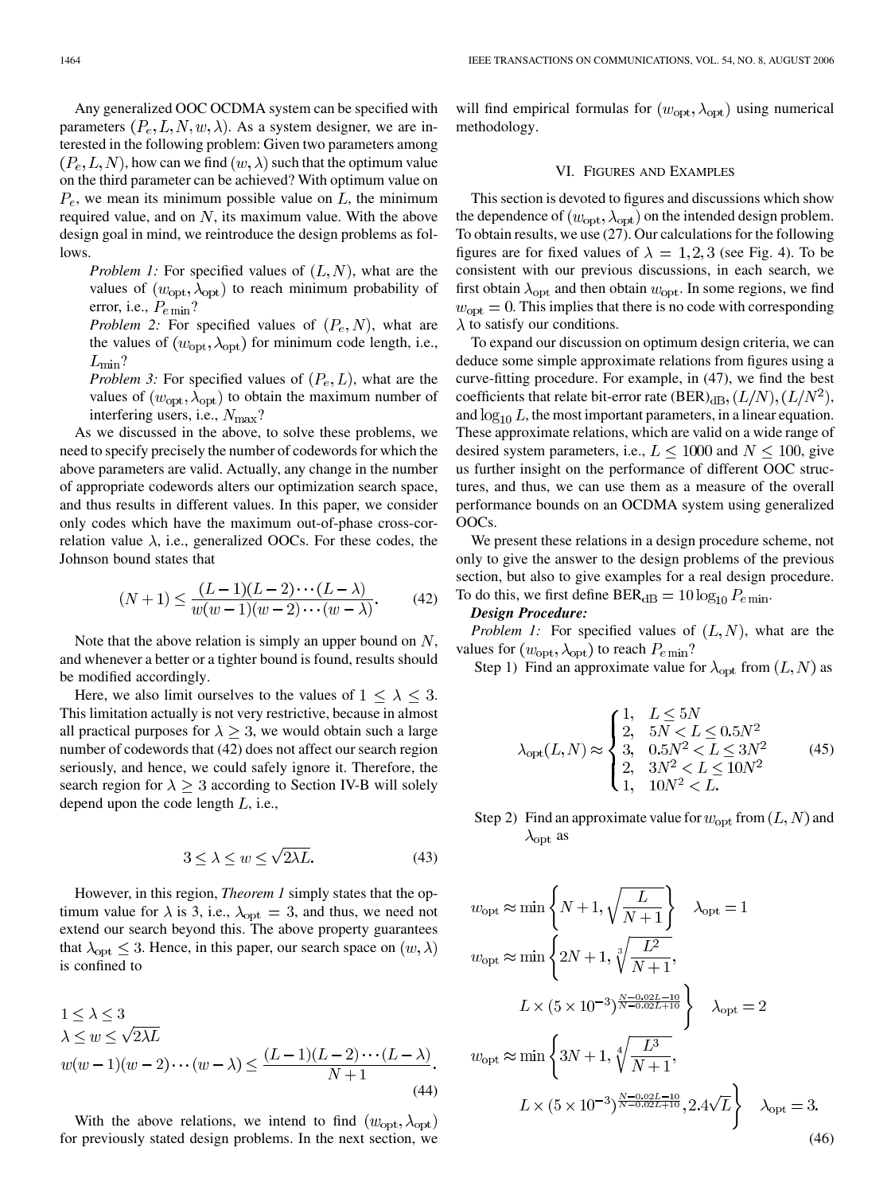Any generalized OOC OCDMA system can be specified with parameters $(P_e, L, N, w, \lambda)$. As a system designer, we are interested in the following problem: Given two parameters among $(P_e, L, N)$, how can we find $(w, \lambda)$ such that the optimum value on the third parameter can be achieved? With optimum value on $P_e$, we mean its minimum possible value on $L$, the minimum required value, and on $N$, its maximum value. With the above design goal in mind, we reintroduce the design problems as follows.

*Problem 1:* For specified values of $(L, N)$, what are the values of $(w_{\text{opt}}, \lambda_{\text{opt}})$ to reach minimum probability of error, i.e., $P_{e\min}$?

*Problem 2:* For specified values of $(P_e, N)$, what are the values of $(w_{\text{opt}}, \lambda_{\text{opt}})$ for minimum code length, i.e., $L_{\min}$?

*Problem 3:* For specified values of $(P_e, L)$, what are the values of $(w_{\text{opt}}, \lambda_{\text{opt}})$ to obtain the maximum number of interfering users, i.e., $N_{\max}$?

As we discussed in the above, to solve these problems, we need to specify precisely the number of codewords for which the above parameters are valid. Actually, any change in the number of appropriate codewords alters our optimization search space, and thus results in different values. In this paper, we consider only codes which have the maximum out-of-phase cross-correlation value $\lambda$, i.e., generalized OOCs. For these codes, the Johnson bound states that

$$(N+1) \leq \frac{(L-1)(L-2)\cdots(L-\lambda)}{w(w-1)(w-2)\cdots(w-\lambda)}. \tag{42}$$

Note that the above relation is simply an upper bound on $N$, and whenever a better or a tighter bound is found, results should be modified accordingly.

Here, we also limit ourselves to the values of $1 \leq \lambda \leq 3$. This limitation actually is not very restrictive, because in almost all practical purposes for $\lambda \geq 3$, we would obtain such a large number of codewords that (42) does not affect our search region seriously, and hence, we could safely ignore it. Therefore, the search region for $\lambda \geq 3$ according to Section IV-B will solely depend upon the code length $L$, i.e.,

$$3 \leq \lambda \leq w \leq \sqrt{2\lambda L}. \tag{43}$$

However, in this region, *Theorem 1* simply states that the optimum value for $\lambda$ is 3, i.e., $\lambda_{\text{opt}} = 3$, and thus, we need not extend our search beyond this. The above property guarantees that $\lambda_{\text{opt}} \leq 3$. Hence, in this paper, our search space on $(w, \lambda)$ is confined to

$$\begin{aligned} &1 \leq \lambda \leq 3 \\ &\lambda \leq w \leq \sqrt{2\lambda L} \\ &w(w-1)(w-2)\cdots(w-\lambda) \leq \frac{(L-1)(L-2)\cdots(L-\lambda)}{N+1}. \end{aligned} \tag{44}$$

With the above relations, we intend to find $(w_{\text{opt}}, \lambda_{\text{opt}})$ for previously stated design problems. In the next section, we will find empirical formulas for $(w_{\text{opt}}, \lambda_{\text{opt}})$ using numerical methodology.

## VI. Figures and Examples

This section is devoted to figures and discussions which show the dependence of $(w_{\text{opt}}, \lambda_{\text{opt}})$ on the intended design problem. To obtain results, we use (27). Our calculations for the following figures are for fixed values of $\lambda = 1, 2, 3$ (see Fig. 4). To be consistent with our previous discussions, in each search, we first obtain $\lambda_{\text{opt}}$ and then obtain $w_{\text{opt}}$. In some regions, we find $w_{\text{opt}} = 0$. This implies that there is no code with corresponding $\lambda$ to satisfy our conditions.

To expand our discussion on optimum design criteria, we can deduce some simple approximate relations from figures using a curve-fitting procedure. For example, in (47), we find the best coefficients that relate bit-error rate $(\text{BER})_{\text{dB}}$, $(L/N)$, $(L/N^2)$, and $\log_{10} L$, the most important parameters, in a linear equation. These approximate relations, which are valid on a wide range of desired system parameters, i.e., $L \leq 1000$ and $N \leq 100$, give us further insight on the performance of different OOC structures, and thus, we can use them as a measure of the overall performance bounds on an OCDMA system using generalized OOCs.

We present these relations in a design procedure scheme, not only to give the answer to the design problems of the previous section, but also to give examples for a real design procedure. To do this, we first define $\text{BER}_{\text{dB}} = 10 \log_{10} P_{e\min}$.

***Design Procedure:***

*Problem 1:* For specified values of $(L, N)$, what are the values for $(w_{\text{opt}}, \lambda_{\text{opt}})$ to reach $P_{e\min}$?

Step 1) Find an approximate value for $\lambda_{\text{opt}}$ from $(L, N)$ as

$$\lambda_{\text{opt}}(L, N) \approx \begin{cases} 1, & L \leq 5N \\ 2, & 5N < L \leq 0.5N^2 \\ 3, & 0.5N^2 < L \leq 3N^2 \\ 2, & 3N^2 < L \leq 10N^2 \\ 1, & 10N^2 < L. \end{cases} \tag{45}$$

Step 2) Find an approximate value for $w_{\text{opt}}$ from $(L, N)$ and $\lambda_{\text{opt}}$ as

$$\begin{aligned} w_{\text{opt}} &\approx \min\left\{N+1, \sqrt{\frac{L}{N+1}}\right\} \quad \lambda_{\text{opt}} = 1 \\ w_{\text{opt}} &\approx \min\left\{2N+1, \sqrt[3]{\frac{L^2}{N+1}},\right. \\ &\qquad \left. L \times (5 \times 10^{-3})^{\frac{N-0.02L-10}{N-0.02L+10}}\right\} \quad \lambda_{\text{opt}} = 2 \\ w_{\text{opt}} &\approx \min\left\{3N+1, \sqrt[4]{\frac{L^3}{N+1}},\right. \\ &\qquad \left. L \times (5 \times 10^{-3})^{\frac{N-0.02L-10}{N-0.02L+10}}, 2.4\sqrt{L}\right\} \quad \lambda_{\text{opt}} = 3. \end{aligned} \tag{46}$$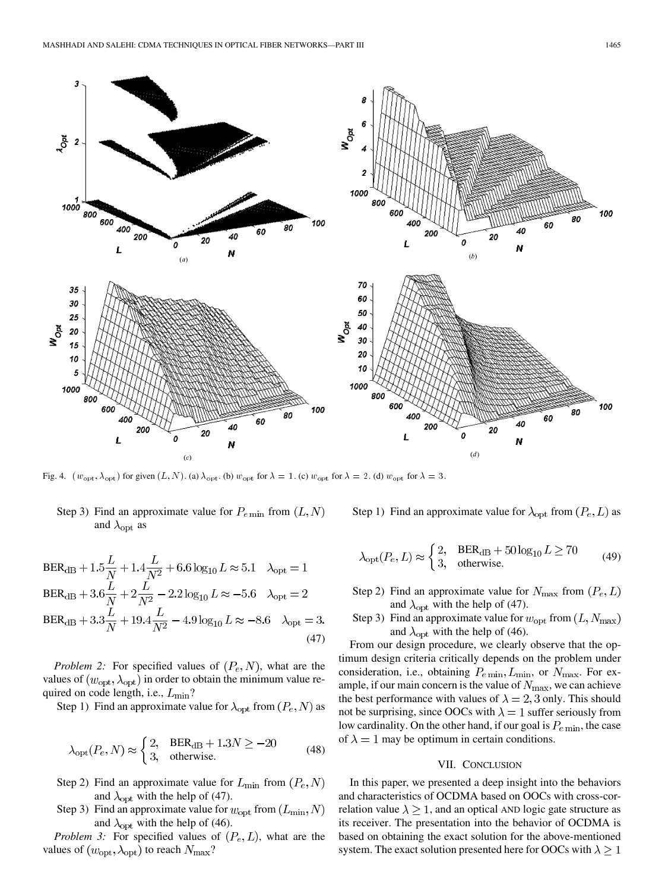Fig. 4. $(w_{\rm opt}, \lambda_{\rm opt})$ for given $(L, N)$. (a) $\lambda_{\rm opt}$. (b) $w_{\rm opt}$ for $\lambda = 1$. (c) $w_{\rm opt}$ for $\lambda = 2$. (d) $w_{\rm opt}$ for $\lambda = 3$.

Step 3) Find an approximate value for $P_{e\,\min}$ from $(L, N)$ and $\lambda_{\rm opt}$ as

$$
\begin{aligned}
&\mathrm{BER_{dB}} + 1.5\frac{L}{N} + 1.4\frac{L}{N^2} + 6.6\log_{10} L \approx 5.1 \quad \lambda_{\rm opt} = 1\\
&\mathrm{BER_{dB}} + 3.6\frac{L}{N} + 2\frac{L}{N^2} - 2.2\log_{10} L \approx -5.6 \quad \lambda_{\rm opt} = 2\\
&\mathrm{BER_{dB}} + 3.3\frac{L}{N} + 19.4\frac{L}{N^2} - 4.9\log_{10} L \approx -8.6 \quad \lambda_{\rm opt} = 3.
\end{aligned}
\tag{47}
$$

*Problem 2:* For specified values of $(P_e, N)$, what are the values of $(w_{\rm opt}, \lambda_{\rm opt})$ in order to obtain the minimum value required on code length, i.e., $L_{\min}$?

Step 1) Find an approximate value for $\lambda_{\rm opt}$ from $(P_e, N)$ as

$$
\lambda_{\rm opt}(P_e, N) \approx \begin{cases} 2, & \mathrm{BER_{dB}} + 1.3N \geq -20 \\ 3, & \text{otherwise.} \end{cases} \tag{48}
$$

Step 2) Find an approximate value for $L_{\min}$ from $(P_e, N)$ and $\lambda_{\rm opt}$ with the help of (47).

Step 3) Find an approximate value for $w_{\rm opt}$ from $(L_{\min}, N)$ and $\lambda_{\rm opt}$ with the help of (46).

*Problem 3:* For specified values of $(P_e, L)$, what are the values of $(w_{\rm opt}, \lambda_{\rm opt})$ to reach $N_{\max}$?

Step 1) Find an approximate value for $\lambda_{\rm opt}$ from $(P_e, L)$ as

$$
\lambda_{\rm opt}(P_e, L) \approx \begin{cases} 2, & \mathrm{BER_{dB}} + 50\log_{10} L \geq 70 \\ 3, & \text{otherwise.} \end{cases} \tag{49}
$$

Step 2) Find an approximate value for $N_{\max}$ from $(P_e, L)$ and $\lambda_{\rm opt}$ with the help of (47).

Step 3) Find an approximate value for $w_{\rm opt}$ from $(L, N_{\max})$ and $\lambda_{\rm opt}$ with the help of (46).

From our design procedure, we clearly observe that the optimum design criteria critically depends on the problem under consideration, i.e., obtaining $P_{e\,\min}, L_{\min}$, or $N_{\max}$. For example, if our main concern is the value of $N_{\max}$, we can achieve the best performance with values of $\lambda = 2, 3$ only. This should not be surprising, since OOCs with $\lambda = 1$ suffer seriously from low cardinality. On the other hand, if our goal is $P_{e\,\min}$, the case of $\lambda = 1$ may be optimum in certain conditions.

## VII. Conclusion

In this paper, we presented a deep insight into the behaviors and characteristics of OCDMA based on OOCs with cross-correlation value $\lambda \geq 1$, and an optical AND logic gate structure as its receiver. The presentation into the behavior of OCDMA is based on obtaining the exact solution for the above-mentioned system. The exact solution presented here for OOCs with $\lambda \geq 1$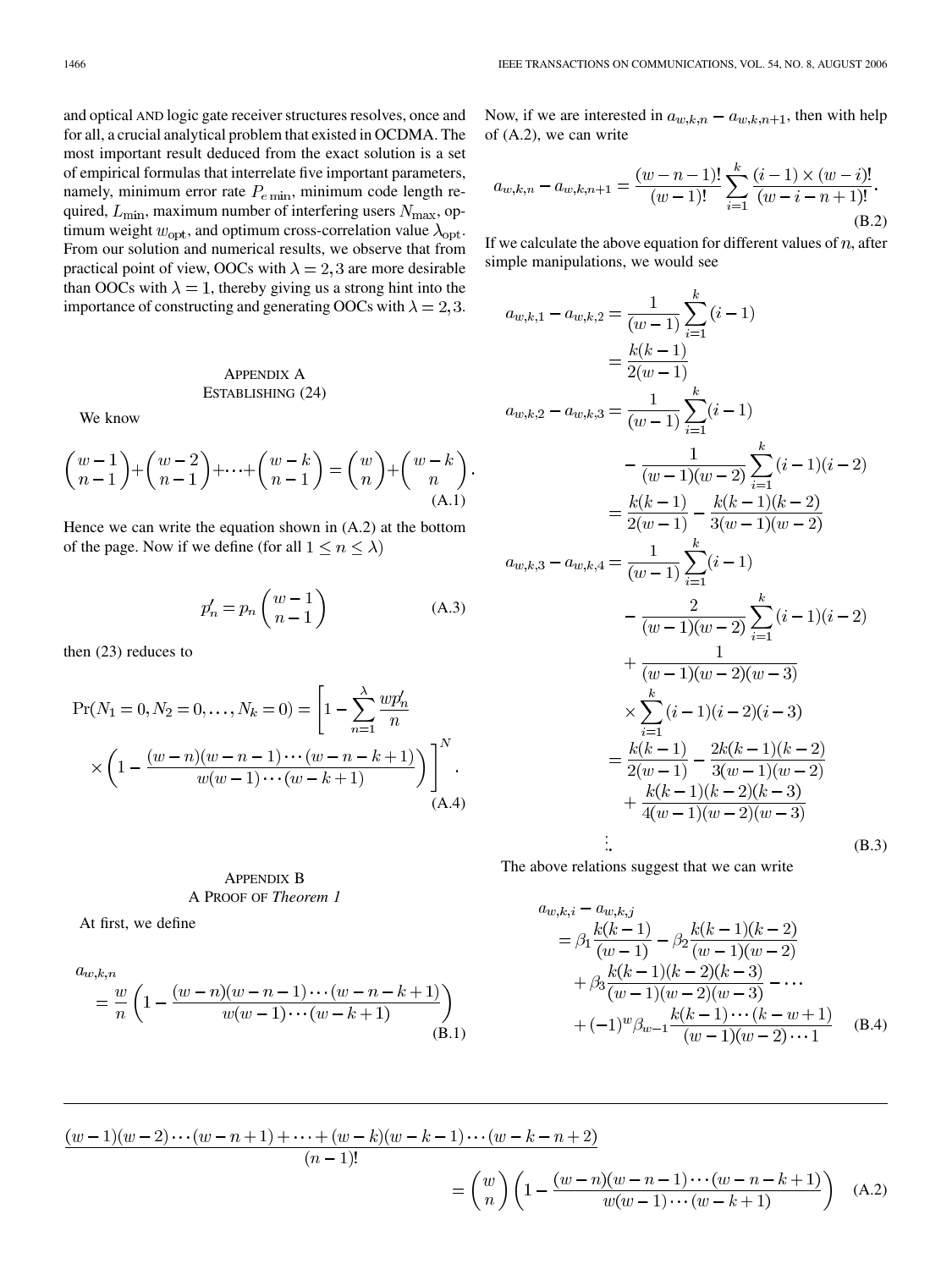and optical AND logic gate receiver structures resolves, once and for all, a crucial analytical problem that existed in OCDMA. The most important result deduced from the exact solution is a set of empirical formulas that interrelate five important parameters, namely, minimum error rate $P_{e\min}$, minimum code length required, $L_{\min}$, maximum number of interfering users $N_{\max}$, optimum weight $w_{\text{opt}}$, and optimum cross-correlation value $\lambda_{\text{opt}}$. From our solution and numerical results, we observe that from practical point of view, OOCs with $\lambda = 2, 3$ are more desirable than OOCs with $\lambda = 1$, thereby giving us a strong hint into the importance of constructing and generating OOCs with $\lambda = 2, 3$.

## Appendix A
## Establishing (24)

We know

$$\binom{w-1}{n-1} + \binom{w-2}{n-1} + \cdots + \binom{w-k}{n-1} = \binom{w}{n} + \binom{w-k}{n}. \tag{A.1}$$

Hence we can write the equation shown in (A.2) at the bottom of the page. Now if we define (for all $1 \leq n \leq \lambda$)

$$p'_n = p_n \binom{w-1}{n-1} \tag{A.3}$$

then (23) reduces to

$$\Pr(N_1 = 0, N_2 = 0, \ldots, N_k = 0) = \left[1 - \sum_{n=1}^{\lambda} \frac{wp'_n}{n} \times \left(1 - \frac{(w-n)(w-n-1)\cdots(w-n-k+1)}{w(w-1)\cdots(w-k+1)}\right)\right]^N. \tag{A.4}$$

## Appendix B
## A Proof of *Theorem 1*

At first, we define

$$a_{w,k,n} = \frac{w}{n}\left(1 - \frac{(w-n)(w-n-1)\cdots(w-n-k+1)}{w(w-1)\cdots(w-k+1)}\right) \tag{B.1}$$

Now, if we are interested in $a_{w,k,n} - a_{w,k,n+1}$, then with help of (A.2), we can write

$$a_{w,k,n} - a_{w,k,n+1} = \frac{(w-n-1)!}{(w-1)!} \sum_{i=1}^{k} \frac{(i-1) \times (w-i)!}{(w-i-n+1)!}. \tag{B.2}$$

If we calculate the above equation for different values of $n$, after simple manipulations, we would see

$$\begin{aligned}
a_{w,k,1} - a_{w,k,2} &= \frac{1}{(w-1)} \sum_{i=1}^{k} (i-1) \\
&= \frac{k(k-1)}{2(w-1)} \\
a_{w,k,2} - a_{w,k,3} &= \frac{1}{(w-1)} \sum_{i=1}^{k} (i-1) \\
&\quad - \frac{1}{(w-1)(w-2)} \sum_{i=1}^{k} (i-1)(i-2) \\
&= \frac{k(k-1)}{2(w-1)} - \frac{k(k-1)(k-2)}{3(w-1)(w-2)} \\
a_{w,k,3} - a_{w,k,4} &= \frac{1}{(w-1)} \sum_{i=1}^{k} (i-1) \\
&\quad - \frac{2}{(w-1)(w-2)} \sum_{i=1}^{k} (i-1)(i-2) \\
&\quad + \frac{1}{(w-1)(w-2)(w-3)} \\
&\quad \times \sum_{i=1}^{k} (i-1)(i-2)(i-3) \\
&= \frac{k(k-1)}{2(w-1)} - \frac{2k(k-1)(k-2)}{3(w-1)(w-2)} \\
&\quad + \frac{k(k-1)(k-2)(k-3)}{4(w-1)(w-2)(w-3)} \\
&\;\;\vdots
\end{aligned} \tag{B.3}$$

The above relations suggest that we can write

$$\begin{aligned}
a_{w,k,i} - a_{w,k,j} &= \beta_1 \frac{k(k-1)}{(w-1)} - \beta_2 \frac{k(k-1)(k-2)}{(w-1)(w-2)} \\
&\quad + \beta_3 \frac{k(k-1)(k-2)(k-3)}{(w-1)(w-2)(w-3)} - \cdots \\
&\quad + (-1)^w \beta_{w-1} \frac{k(k-1)\cdots(k-w+1)}{(w-1)(w-2)\cdots 1}
\end{aligned} \tag{B.4}$$

---

$$\frac{(w-1)(w-2)\cdots(w-n+1) + \cdots + (w-k)(w-k-1)\cdots(w-k-n+2)}{(n-1)!} = \binom{w}{n}\left(1 - \frac{(w-n)(w-n-1)\cdots(w-n-k+1)}{w(w-1)\cdots(w-k+1)}\right) \tag{A.2}$$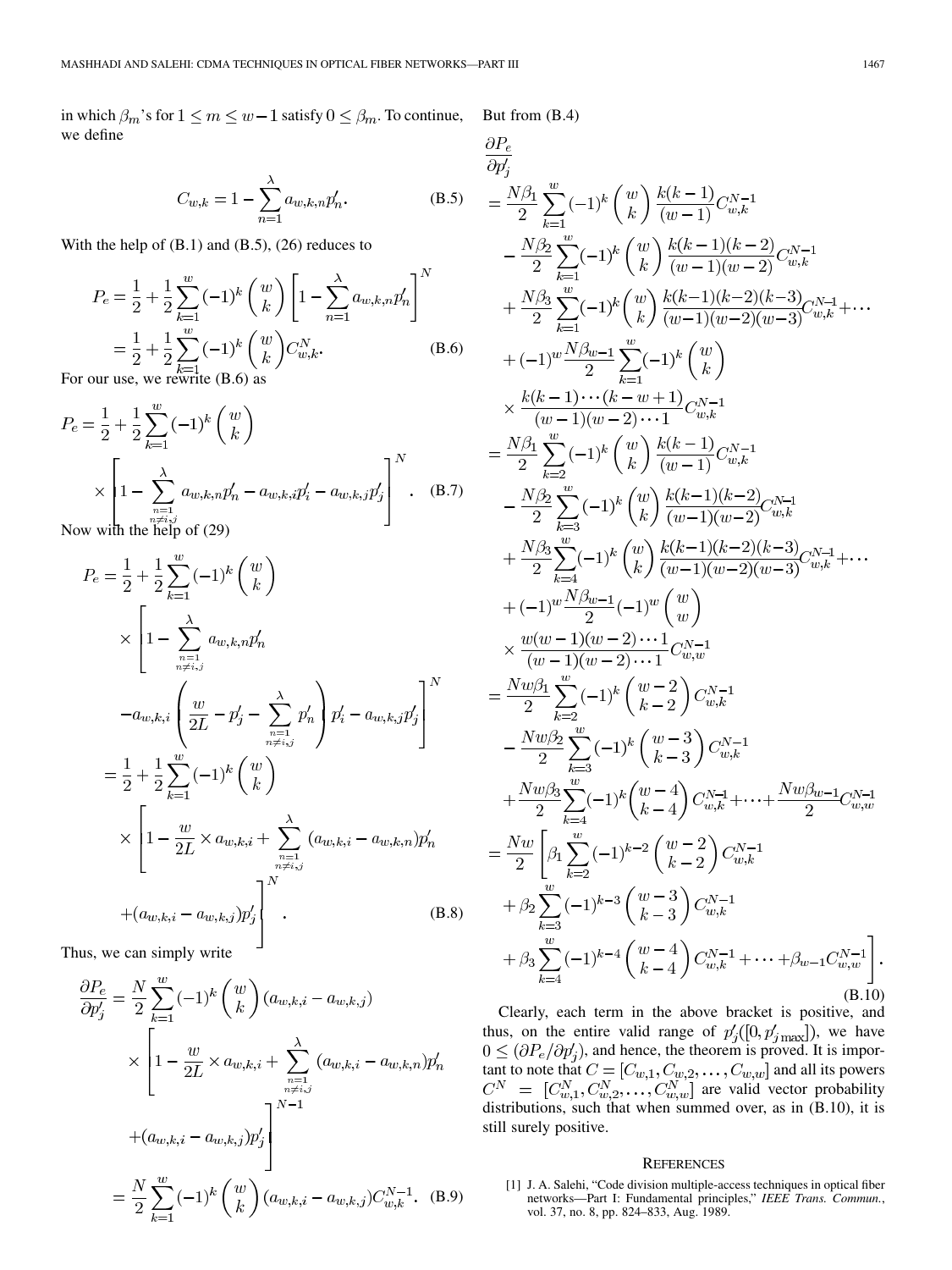in which $\beta_m$'s for $1 \leq m \leq w-1$ satisfy $0 \leq \beta_m$. To continue, we define

$$C_{w,k} = 1 - \sum_{n=1}^{\lambda} a_{w,k,n} p'_n. \tag{B.5}$$

With the help of (B.1) and (B.5), (26) reduces to

$$\begin{aligned} P_e &= \frac{1}{2} + \frac{1}{2} \sum_{k=1}^{w} (-1)^k \binom{w}{k} \left[ 1 - \sum_{n=1}^{\lambda} a_{w,k,n} p'_n \right]^N \\ &= \frac{1}{2} + \frac{1}{2} \sum_{k=1}^{w} (-1)^k \binom{w}{k} C_{w,k}^N. \end{aligned} \tag{B.6}$$

For our use, we rewrite (B.6) as

$$P_e = \frac{1}{2} + \frac{1}{2} \sum_{k=1}^{w} (-1)^k \binom{w}{k} \times \left[ 1 - \sum_{\substack{n=1 \\ n \neq i,j}}^{\lambda} a_{w,k,n} p'_n - a_{w,k,i} p'_i - a_{w,k,j} p'_j \right]^N. \tag{B.7}$$

Now with the help of (29)

$$\begin{aligned} P_e &= \frac{1}{2} + \frac{1}{2} \sum_{k=1}^{w} (-1)^k \binom{w}{k} \\ &\quad \times \left[ 1 - \sum_{\substack{n=1 \\ n \neq i,j}}^{\lambda} a_{w,k,n} p'_n - a_{w,k,i} \left( \frac{w}{2L} - p'_j - \sum_{\substack{n=1 \\ n \neq i,j}}^{\lambda} p'_n \right) p'_i - a_{w,k,j} p'_j \right]^N \\ &= \frac{1}{2} + \frac{1}{2} \sum_{k=1}^{w} (-1)^k \binom{w}{k} \\ &\quad \times \left[ 1 - \frac{w}{2L} \times a_{w,k,i} + \sum_{\substack{n=1 \\ n \neq i,j}}^{\lambda} (a_{w,k,i} - a_{w,k,n}) p'_n + (a_{w,k,i} - a_{w,k,j}) p'_j \right]^N. \end{aligned} \tag{B.8}$$

Thus, we can simply write

$$\begin{aligned} \frac{\partial P_e}{\partial p'_j} &= \frac{N}{2} \sum_{k=1}^{w} (-1)^k \binom{w}{k} (a_{w,k,i} - a_{w,k,j}) \\ &\quad \times \left[ 1 - \frac{w}{2L} \times a_{w,k,i} + \sum_{\substack{n=1 \\ n \neq i,j}}^{\lambda} (a_{w,k,i} - a_{w,k,n}) p'_n + (a_{w,k,i} - a_{w,k,j}) p'_j \right]^{N-1} \\ &= \frac{N}{2} \sum_{k=1}^{w} (-1)^k \binom{w}{k} (a_{w,k,i} - a_{w,k,j}) C_{w,k}^{N-1}. \end{aligned} \tag{B.9}$$

But from (B.4)

$$\begin{aligned} \frac{\partial P_e}{\partial p'_j} &= \frac{N\beta_1}{2} \sum_{k=1}^{w} (-1)^k \binom{w}{k} \frac{k(k-1)}{(w-1)} C_{w,k}^{N-1} \\ &\quad - \frac{N\beta_2}{2} \sum_{k=1}^{w} (-1)^k \binom{w}{k} \frac{k(k-1)(k-2)}{(w-1)(w-2)} C_{w,k}^{N-1} \\ &\quad + \frac{N\beta_3}{2} \sum_{k=1}^{w} (-1)^k \binom{w}{k} \frac{k(k-1)(k-2)(k-3)}{(w-1)(w-2)(w-3)} C_{w,k}^{N-1} + \cdots \\ &\quad + (-1)^w \frac{N\beta_{w-1}}{2} \sum_{k=1}^{w} (-1)^k \binom{w}{k} \times \frac{k(k-1)\cdots(k-w+1)}{(w-1)(w-2)\cdots 1} C_{w,k}^{N-1} \\ &= \frac{N\beta_1}{2} \sum_{k=2}^{w} (-1)^k \binom{w}{k} \frac{k(k-1)}{(w-1)} C_{w,k}^{N-1} \\ &\quad - \frac{N\beta_2}{2} \sum_{k=3}^{w} (-1)^k \binom{w}{k} \frac{k(k-1)(k-2)}{(w-1)(w-2)} C_{w,k}^{N-1} \\ &\quad + \frac{N\beta_3}{2} \sum_{k=4}^{w} (-1)^k \binom{w}{k} \frac{k(k-1)(k-2)(k-3)}{(w-1)(w-2)(w-3)} C_{w,k}^{N-1} + \cdots \\ &\quad + (-1)^w \frac{N\beta_{w-1}}{2} (-1)^w \binom{w}{w} \times \frac{w(w-1)(w-2)\cdots 1}{(w-1)(w-2)\cdots 1} C_{w,w}^{N-1} \\ &= \frac{Nw\beta_1}{2} \sum_{k=2}^{w} (-1)^k \binom{w-2}{k-2} C_{w,k}^{N-1} \\ &\quad - \frac{Nw\beta_2}{2} \sum_{k=3}^{w} (-1)^k \binom{w-3}{k-3} C_{w,k}^{N-1} \\ &\quad + \frac{Nw\beta_3}{2} \sum_{k=4}^{w} (-1)^k \binom{w-4}{k-4} C_{w,k}^{N-1} + \cdots + \frac{Nw\beta_{w-1}}{2} C_{w,w}^{N-1} \\ &= \frac{Nw}{2} \left[ \beta_1 \sum_{k=2}^{w} (-1)^{k-2} \binom{w-2}{k-2} C_{w,k}^{N-1} \right. \\ &\quad + \beta_2 \sum_{k=3}^{w} (-1)^{k-3} \binom{w-3}{k-3} C_{w,k}^{N-1} \\ &\quad \left. + \beta_3 \sum_{k=4}^{w} (-1)^{k-4} \binom{w-4}{k-4} C_{w,k}^{N-1} + \cdots + \beta_{w-1} C_{w,w}^{N-1} \right]. \end{aligned} \tag{B.10}$$

Clearly, each term in the above bracket is positive, and thus, on the entire valid range of $p'_j([0, p'_{j\max}])$, we have $0 \leq (\partial P_e / \partial p'_j)$, and hence, the theorem is proved. It is important to note that $C = [C_{w,1}, C_{w,2}, \ldots, C_{w,w}]$ and all its powers $C^N = [C_{w,1}^N, C_{w,2}^N, \ldots, C_{w,w}^N]$ are valid vector probability distributions, such that when summed over, as in (B.10), it is still surely positive.

## References

[1] J. A. Salehi, "Code division multiple-access techniques in optical fiber networks—Part I: Fundamental principles," *IEEE Trans. Commun.*, vol. 37, no. 8, pp. 824–833, Aug. 1989.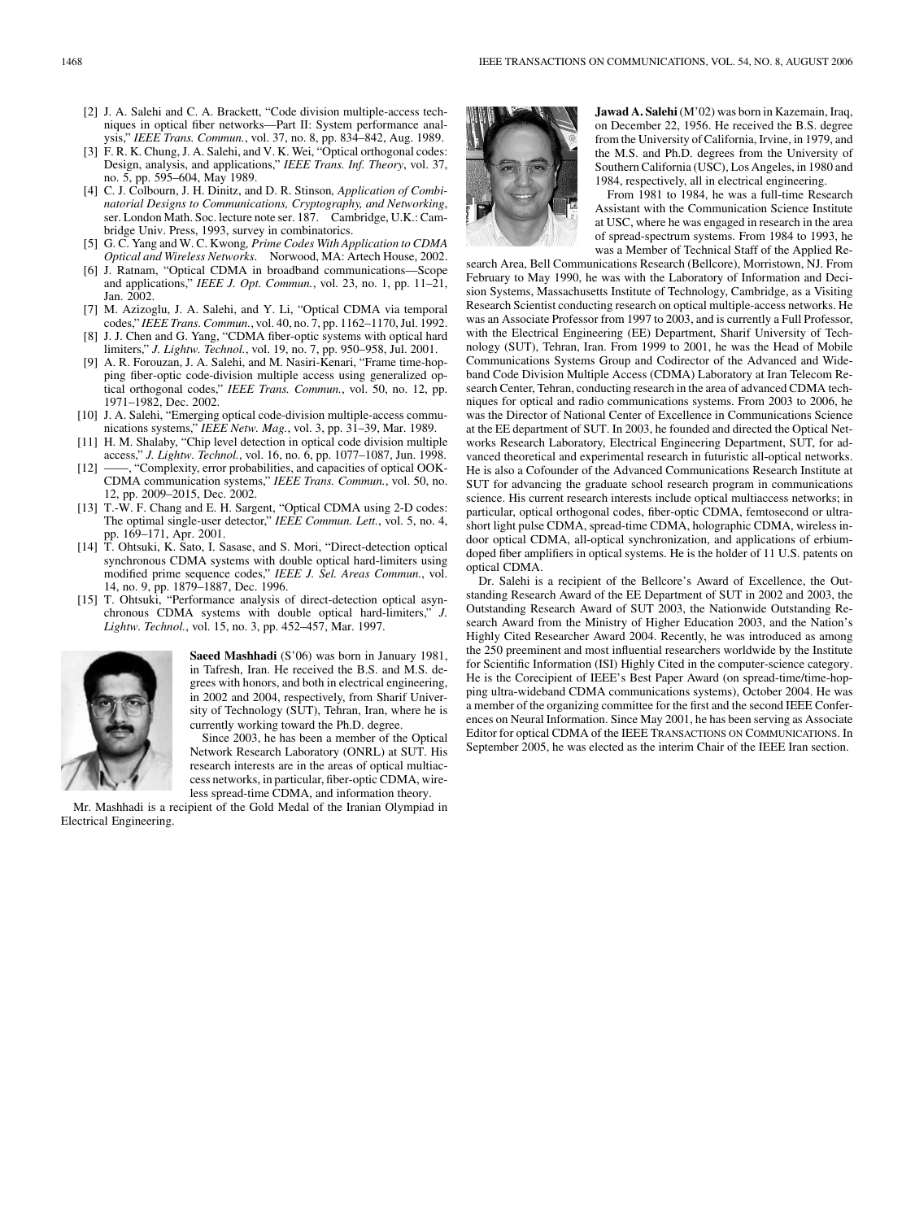[2] J. A. Salehi and C. A. Brackett, "Code division multiple-access techniques in optical fiber networks—Part II: System performance analysis," *IEEE Trans. Commun.*, vol. 37, no. 8, pp. 834–842, Aug. 1989.

[3] F. R. K. Chung, J. A. Salehi, and V. K. Wei, "Optical orthogonal codes: Design, analysis, and applications," *IEEE Trans. Inf. Theory*, vol. 37, no. 5, pp. 595–604, May 1989.

[4] C. J. Colbourn, J. H. Dinitz, and D. R. Stinson, *Application of Combinatorial Designs to Communications, Cryptography, and Networking*, ser. London Math. Soc. lecture note ser. 187. Cambridge, U.K.: Cambridge Univ. Press, 1993, survey in combinatorics.

[5] G. C. Yang and W. C. Kwong, *Prime Codes With Application to CDMA Optical and Wireless Networks*. Norwood, MA: Artech House, 2002.

[6] J. Ratnam, "Optical CDMA in broadband communications—Scope and applications," *IEEE J. Opt. Commun.*, vol. 23, no. 1, pp. 11–21, Jan. 2002.

[7] M. Azizoglu, J. A. Salehi, and Y. Li, "Optical CDMA via temporal codes," *IEEE Trans. Commun.*, vol. 40, no. 7, pp. 1162–1170, Jul. 1992.

[8] J. J. Chen and G. Yang, "CDMA fiber-optic systems with optical hard limiters," *J. Lightw. Technol.*, vol. 19, no. 7, pp. 950–958, Jul. 2001.

[9] A. R. Forouzan, J. A. Salehi, and M. Nasiri-Kenari, "Frame time-hopping fiber-optic code-division multiple access using generalized optical orthogonal codes," *IEEE Trans. Commun.*, vol. 50, no. 12, pp. 1971–1982, Dec. 2002.

[10] J. A. Salehi, "Emerging optical code-division multiple-access communications systems," *IEEE Netw. Mag.*, vol. 3, pp. 31–39, Mar. 1989.

[11] H. M. Shalaby, "Chip level detection in optical code division multiple access," *J. Lightw. Technol.*, vol. 16, no. 6, pp. 1077–1087, Jun. 1998.

[12] ——, "Complexity, error probabilities, and capacities of optical OOK-CDMA communication systems," *IEEE Trans. Commun.*, vol. 50, no. 12, pp. 2009–2015, Dec. 2002.

[13] T.-W. F. Chang and E. H. Sargent, "Optical CDMA using 2-D codes: The optimal single-user detector," *IEEE Commun. Lett.*, vol. 5, no. 4, pp. 169–171, Apr. 2001.

[14] T. Ohtsuki, K. Sato, I. Sasase, and S. Mori, "Direct-detection optical synchronous CDMA systems with double optical hard-limiters using modified prime sequence codes," *IEEE J. Sel. Areas Commun.*, vol. 14, no. 9, pp. 1879–1887, Dec. 1996.

[15] T. Ohtsuki, "Performance analysis of direct-detection optical asynchronous CDMA systems with double optical hard-limiters," *J. Lightw. Technol.*, vol. 15, no. 3, pp. 452–457, Mar. 1997.

**Saeed Mashhadi** (S'06) was born in January 1981, in Tafresh, Iran. He received the B.S. and M.S. degrees with honors, and both in electrical engineering, in 2002 and 2004, respectively, from Sharif University of Technology (SUT), Tehran, Iran, where he is currently working toward the Ph.D. degree.

Since 2003, he has been a member of the Optical Network Research Laboratory (ONRL) at SUT. His research interests are in the areas of optical multiaccess networks, in particular, fiber-optic CDMA, wireless spread-time CDMA, and information theory.

Mr. Mashhadi is a recipient of the Gold Medal of the Iranian Olympiad in Electrical Engineering.

**Jawad A. Salehi** (M'02) was born in Kazemain, Iraq, on December 22, 1956. He received the B.S. degree from the University of California, Irvine, in 1979, and the M.S. and Ph.D. degrees from the University of Southern California (USC), Los Angeles, in 1980 and 1984, respectively, all in electrical engineering.

From 1981 to 1984, he was a full-time Research Assistant with the Communication Science Institute at USC, where he was engaged in research in the area of spread-spectrum systems. From 1984 to 1993, he was a Member of Technical Staff of the Applied Research Area, Bell Communications Research (Bellcore), Morristown, NJ. From February to May 1990, he was with the Laboratory of Information and Decision Systems, Massachusetts Institute of Technology, Cambridge, as a Visiting Research Scientist conducting research on optical multiple-access networks. He was an Associate Professor from 1997 to 2003, and is currently a Full Professor, with the Electrical Engineering (EE) Department, Sharif University of Technology (SUT), Tehran, Iran. From 1999 to 2001, he was the Head of Mobile Communications Systems Group and Codirector of the Advanced and Wideband Code Division Multiple Access (CDMA) Laboratory at Iran Telecom Research Center, Tehran, conducting research in the area of advanced CDMA techniques for optical and radio communications systems. From 2003 to 2006, he was the Director of National Center of Excellence in Communications Science at the EE department of SUT. In 2003, he founded and directed the Optical Networks Research Laboratory, Electrical Engineering Department, SUT, for advanced theoretical and experimental research in futuristic all-optical networks. He is also a Cofounder of the Advanced Communications Research Institute at SUT for advancing the graduate school research program in communications science. His current research interests include optical multiaccess networks; in particular, optical orthogonal codes, fiber-optic CDMA, femtosecond or ultrashort light pulse CDMA, spread-time CDMA, holographic CDMA, wireless indoor optical CDMA, all-optical synchronization, and applications of erbium-doped fiber amplifiers in optical systems. He is the holder of 11 U.S. patents on optical CDMA.

Dr. Salehi is a recipient of the Bellcore's Award of Excellence, the Outstanding Research Award of the EE Department of SUT in 2002 and 2003, the Outstanding Research Award of SUT 2003, the Nationwide Outstanding Research Award from the Ministry of Higher Education 2003, and the Nation's Highly Cited Researcher Award 2004. Recently, he was introduced as among the 250 preeminent and most influential researchers worldwide by the Institute for Scientific Information (ISI) Highly Cited in the computer-science category. He is the Corecipient of IEEE's Best Paper Award (on spread-time/time-hopping ultra-wideband CDMA communications systems), October 2004. He was a member of the organizing committee for the first and the second IEEE Conferences on Neural Information. Since May 2001, he has been serving as Associate Editor for optical CDMA of the IEEE TRANSACTIONS ON COMMUNICATIONS. In September 2005, he was elected as the interim Chair of the IEEE Iran section.